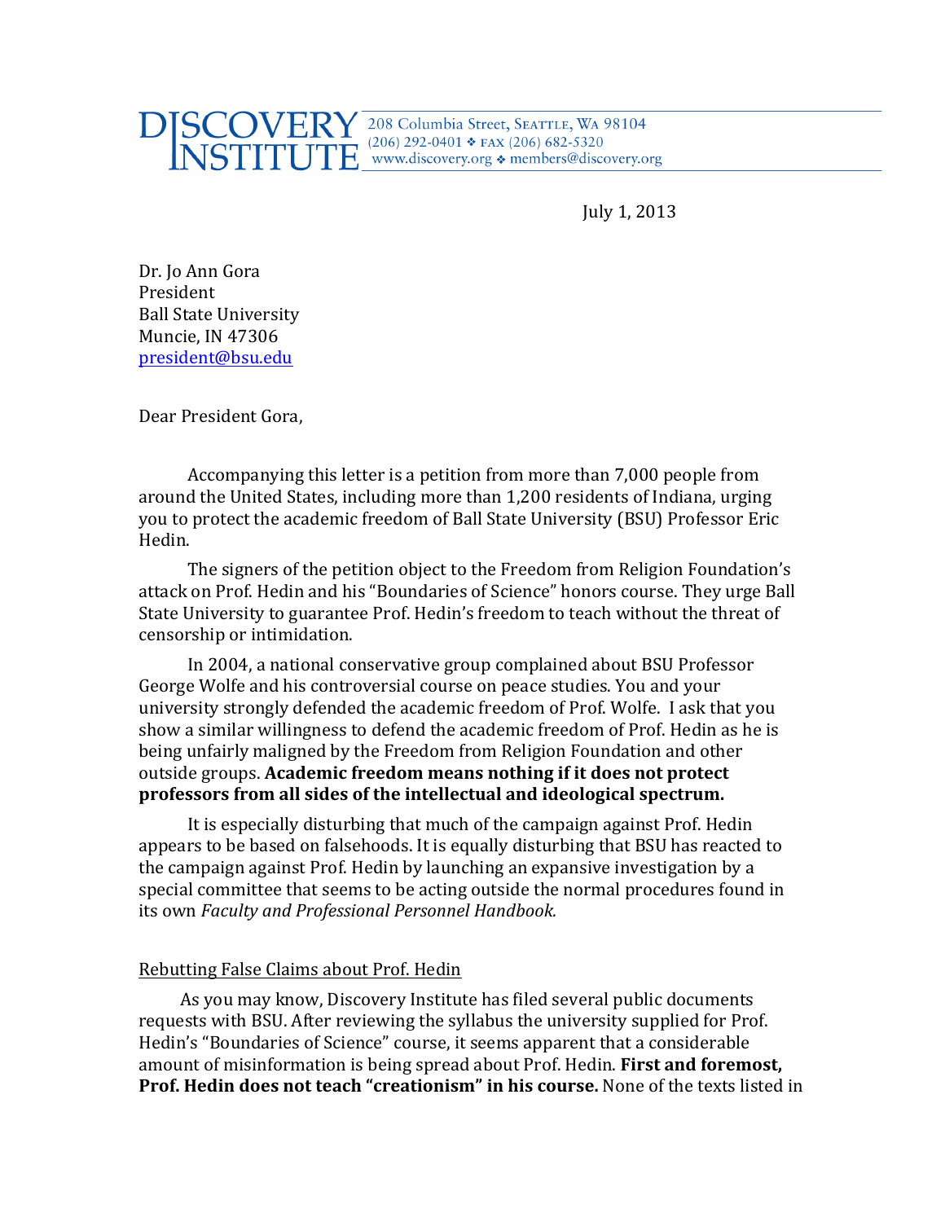DISCOVERY INSTITUTE
208 Columbia Street, Seattle, WA 98104
(206) 292-0401 ❖ fax (206) 682-5320
www.discovery.org ❖ members@discovery.org

July 1, 2013

Dr. Jo Ann Gora
President
Ball State University
Muncie, IN 47306
president@bsu.edu

Dear President Gora,

Accompanying this letter is a petition from more than 7,000 people from around the United States, including more than 1,200 residents of Indiana, urging you to protect the academic freedom of Ball State University (BSU) Professor Eric Hedin.

The signers of the petition object to the Freedom from Religion Foundation's attack on Prof. Hedin and his "Boundaries of Science" honors course. They urge Ball State University to guarantee Prof. Hedin's freedom to teach without the threat of censorship or intimidation.

In 2004, a national conservative group complained about BSU Professor George Wolfe and his controversial course on peace studies. You and your university strongly defended the academic freedom of Prof. Wolfe. I ask that you show a similar willingness to defend the academic freedom of Prof. Hedin as he is being unfairly maligned by the Freedom from Religion Foundation and other outside groups. **Academic freedom means nothing if it does not protect professors from all sides of the intellectual and ideological spectrum.**

It is especially disturbing that much of the campaign against Prof. Hedin appears to be based on falsehoods. It is equally disturbing that BSU has reacted to the campaign against Prof. Hedin by launching an expansive investigation by a special committee that seems to be acting outside the normal procedures found in its own *Faculty and Professional Personnel Handbook.*

## Rebutting False Claims about Prof. Hedin

As you may know, Discovery Institute has filed several public documents requests with BSU. After reviewing the syllabus the university supplied for Prof. Hedin's "Boundaries of Science" course, it seems apparent that a considerable amount of misinformation is being spread about Prof. Hedin. **First and foremost, Prof. Hedin does not teach "creationism" in his course.** None of the texts listed in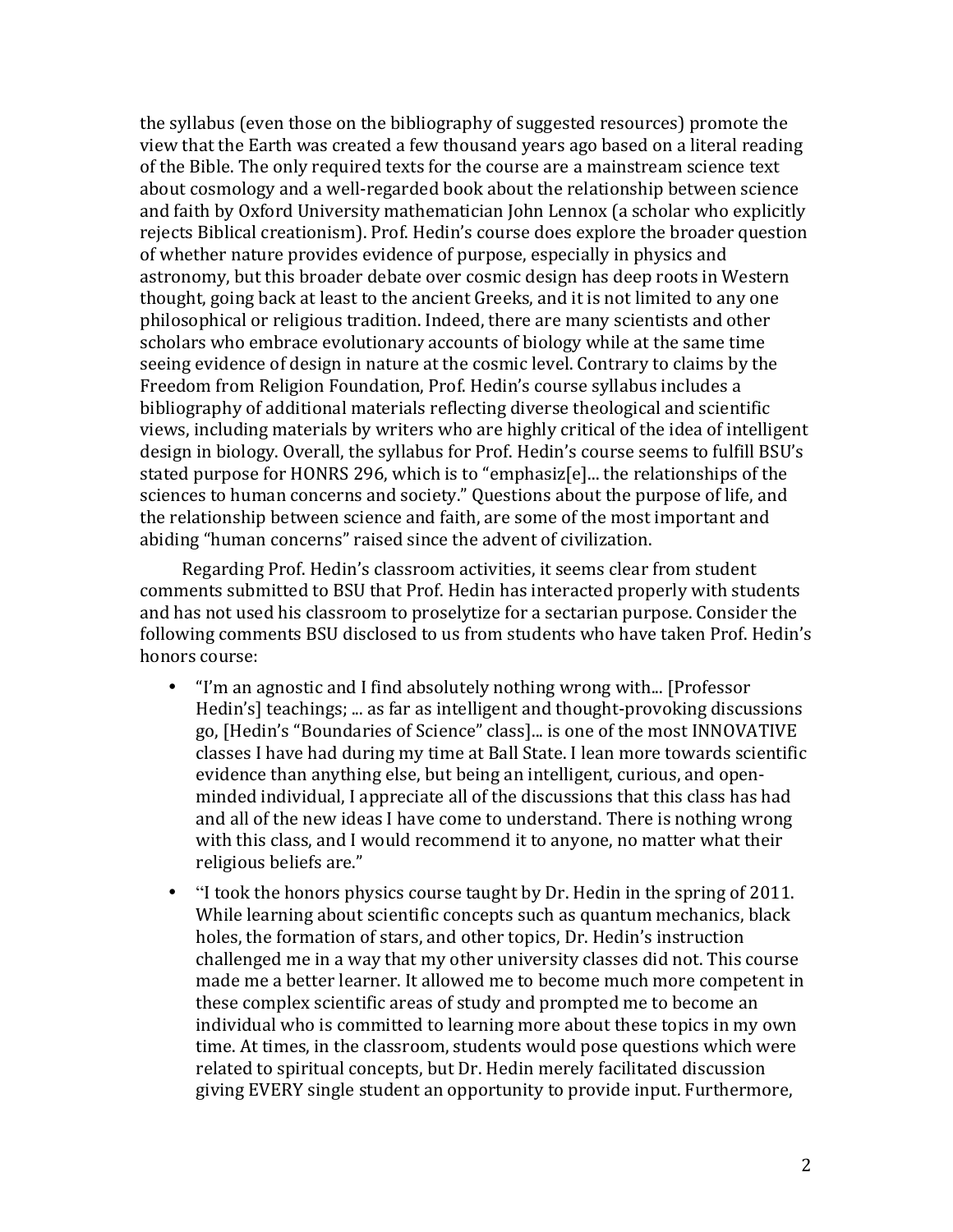the syllabus (even those on the bibliography of suggested resources) promote the view that the Earth was created a few thousand years ago based on a literal reading of the Bible. The only required texts for the course are a mainstream science text about cosmology and a well-regarded book about the relationship between science and faith by Oxford University mathematician John Lennox (a scholar who explicitly rejects Biblical creationism). Prof. Hedin's course does explore the broader question of whether nature provides evidence of purpose, especially in physics and astronomy, but this broader debate over cosmic design has deep roots in Western thought, going back at least to the ancient Greeks, and it is not limited to any one philosophical or religious tradition. Indeed, there are many scientists and other scholars who embrace evolutionary accounts of biology while at the same time seeing evidence of design in nature at the cosmic level. Contrary to claims by the Freedom from Religion Foundation, Prof. Hedin's course syllabus includes a bibliography of additional materials reflecting diverse theological and scientific views, including materials by writers who are highly critical of the idea of intelligent design in biology. Overall, the syllabus for Prof. Hedin's course seems to fulfill BSU's stated purpose for HONRS 296, which is to "emphasiz[e]... the relationships of the sciences to human concerns and society." Questions about the purpose of life, and the relationship between science and faith, are some of the most important and abiding "human concerns" raised since the advent of civilization.

Regarding Prof. Hedin's classroom activities, it seems clear from student comments submitted to BSU that Prof. Hedin has interacted properly with students and has not used his classroom to proselytize for a sectarian purpose. Consider the following comments BSU disclosed to us from students who have taken Prof. Hedin's honors course:

- "I'm an agnostic and I find absolutely nothing wrong with... [Professor Hedin's] teachings; ... as far as intelligent and thought-provoking discussions go, [Hedin's "Boundaries of Science" class]... is one of the most INNOVATIVE classes I have had during my time at Ball State. I lean more towards scientific evidence than anything else, but being an intelligent, curious, and open-minded individual, I appreciate all of the discussions that this class has had and all of the new ideas I have come to understand. There is nothing wrong with this class, and I would recommend it to anyone, no matter what their religious beliefs are."
- "I took the honors physics course taught by Dr. Hedin in the spring of 2011. While learning about scientific concepts such as quantum mechanics, black holes, the formation of stars, and other topics, Dr. Hedin's instruction challenged me in a way that my other university classes did not. This course made me a better learner. It allowed me to become much more competent in these complex scientific areas of study and prompted me to become an individual who is committed to learning more about these topics in my own time. At times, in the classroom, students would pose questions which were related to spiritual concepts, but Dr. Hedin merely facilitated discussion giving EVERY single student an opportunity to provide input. Furthermore,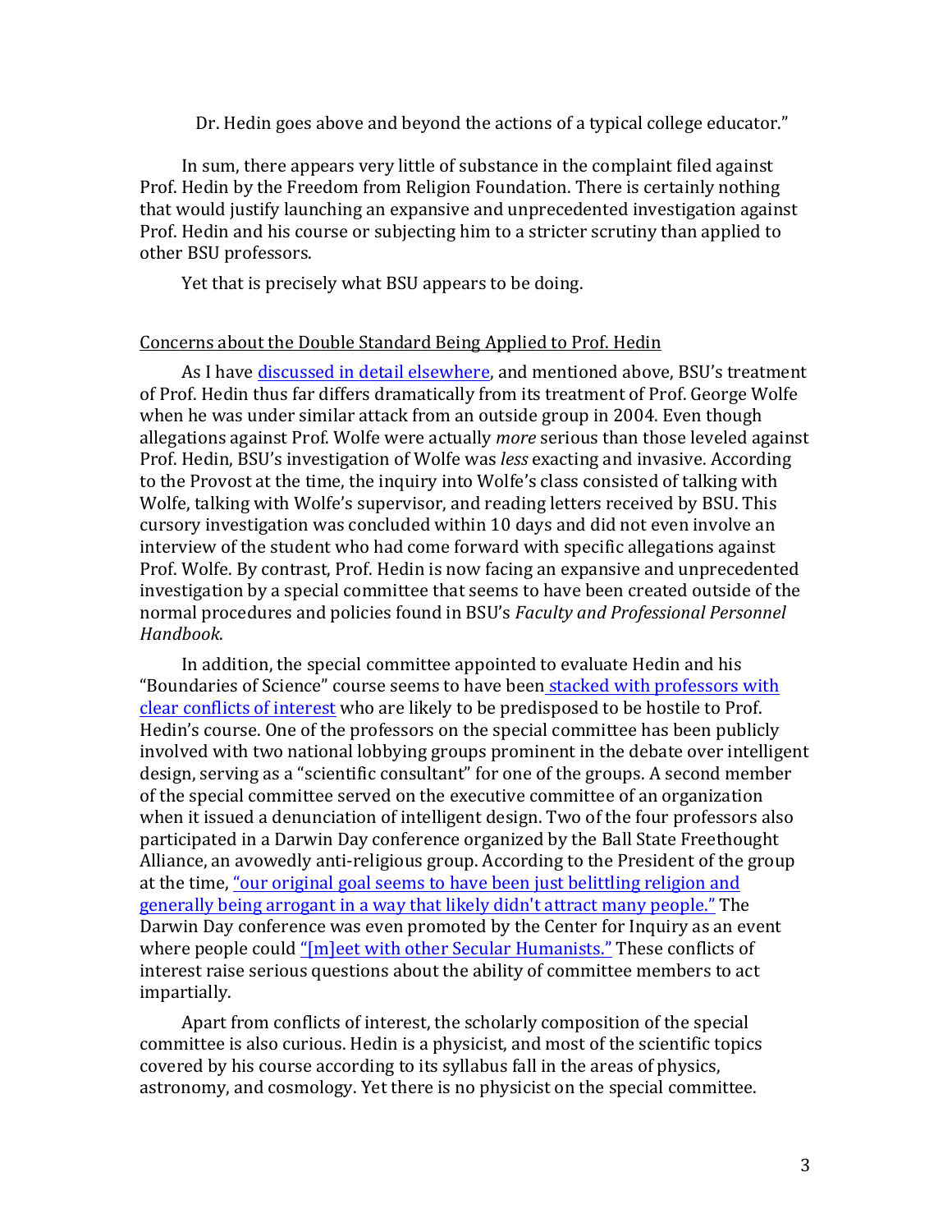Dr. Hedin goes above and beyond the actions of a typical college educator."

In sum, there appears very little of substance in the complaint filed against Prof. Hedin by the Freedom from Religion Foundation. There is certainly nothing that would justify launching an expansive and unprecedented investigation against Prof. Hedin and his course or subjecting him to a stricter scrutiny than applied to other BSU professors.

Yet that is precisely what BSU appears to be doing.

## Concerns about the Double Standard Being Applied to Prof. Hedin

As I have discussed in detail elsewhere, and mentioned above, BSU's treatment of Prof. Hedin thus far differs dramatically from its treatment of Prof. George Wolfe when he was under similar attack from an outside group in 2004. Even though allegations against Prof. Wolfe were actually *more* serious than those leveled against Prof. Hedin, BSU's investigation of Wolfe was *less* exacting and invasive. According to the Provost at the time, the inquiry into Wolfe's class consisted of talking with Wolfe, talking with Wolfe's supervisor, and reading letters received by BSU. This cursory investigation was concluded within 10 days and did not even involve an interview of the student who had come forward with specific allegations against Prof. Wolfe. By contrast, Prof. Hedin is now facing an expansive and unprecedented investigation by a special committee that seems to have been created outside of the normal procedures and policies found in BSU's *Faculty and Professional Personnel Handbook*.

In addition, the special committee appointed to evaluate Hedin and his "Boundaries of Science" course seems to have been stacked with professors with clear conflicts of interest who are likely to be predisposed to be hostile to Prof. Hedin's course. One of the professors on the special committee has been publicly involved with two national lobbying groups prominent in the debate over intelligent design, serving as a "scientific consultant" for one of the groups. A second member of the special committee served on the executive committee of an organization when it issued a denunciation of intelligent design. Two of the four professors also participated in a Darwin Day conference organized by the Ball State Freethought Alliance, an avowedly anti-religious group. According to the President of the group at the time, "our original goal seems to have been just belittling religion and generally being arrogant in a way that likely didn't attract many people." The Darwin Day conference was even promoted by the Center for Inquiry as an event where people could "[m]eet with other Secular Humanists." These conflicts of interest raise serious questions about the ability of committee members to act impartially.

Apart from conflicts of interest, the scholarly composition of the special committee is also curious. Hedin is a physicist, and most of the scientific topics covered by his course according to its syllabus fall in the areas of physics, astronomy, and cosmology. Yet there is no physicist on the special committee.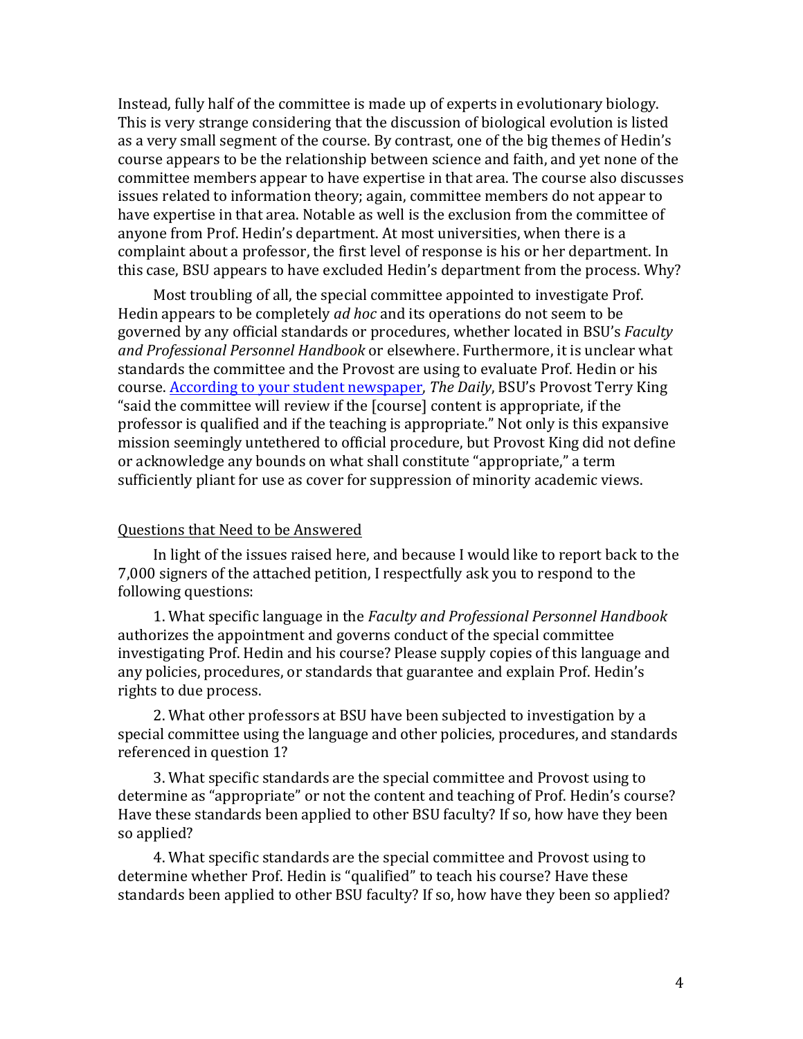Instead, fully half of the committee is made up of experts in evolutionary biology. This is very strange considering that the discussion of biological evolution is listed as a very small segment of the course. By contrast, one of the big themes of Hedin's course appears to be the relationship between science and faith, and yet none of the committee members appear to have expertise in that area. The course also discusses issues related to information theory; again, committee members do not appear to have expertise in that area. Notable as well is the exclusion from the committee of anyone from Prof. Hedin's department. At most universities, when there is a complaint about a professor, the first level of response is his or her department. In this case, BSU appears to have excluded Hedin's department from the process. Why?

Most troubling of all, the special committee appointed to investigate Prof. Hedin appears to be completely *ad hoc* and its operations do not seem to be governed by any official standards or procedures, whether located in BSU's *Faculty and Professional Personnel Handbook* or elsewhere. Furthermore, it is unclear what standards the committee and the Provost are using to evaluate Prof. Hedin or his course. According to your student newspaper, *The Daily*, BSU's Provost Terry King "said the committee will review if the [course] content is appropriate, if the professor is qualified and if the teaching is appropriate." Not only is this expansive mission seemingly untethered to official procedure, but Provost King did not define or acknowledge any bounds on what shall constitute "appropriate," a term sufficiently pliant for use as cover for suppression of minority academic views.

## Questions that Need to be Answered

In light of the issues raised here, and because I would like to report back to the 7,000 signers of the attached petition, I respectfully ask you to respond to the following questions:

1. What specific language in the *Faculty and Professional Personnel Handbook* authorizes the appointment and governs conduct of the special committee investigating Prof. Hedin and his course? Please supply copies of this language and any policies, procedures, or standards that guarantee and explain Prof. Hedin's rights to due process.

2. What other professors at BSU have been subjected to investigation by a special committee using the language and other policies, procedures, and standards referenced in question 1?

3. What specific standards are the special committee and Provost using to determine as "appropriate" or not the content and teaching of Prof. Hedin's course? Have these standards been applied to other BSU faculty? If so, how have they been so applied?

4. What specific standards are the special committee and Provost using to determine whether Prof. Hedin is "qualified" to teach his course? Have these standards been applied to other BSU faculty? If so, how have they been so applied?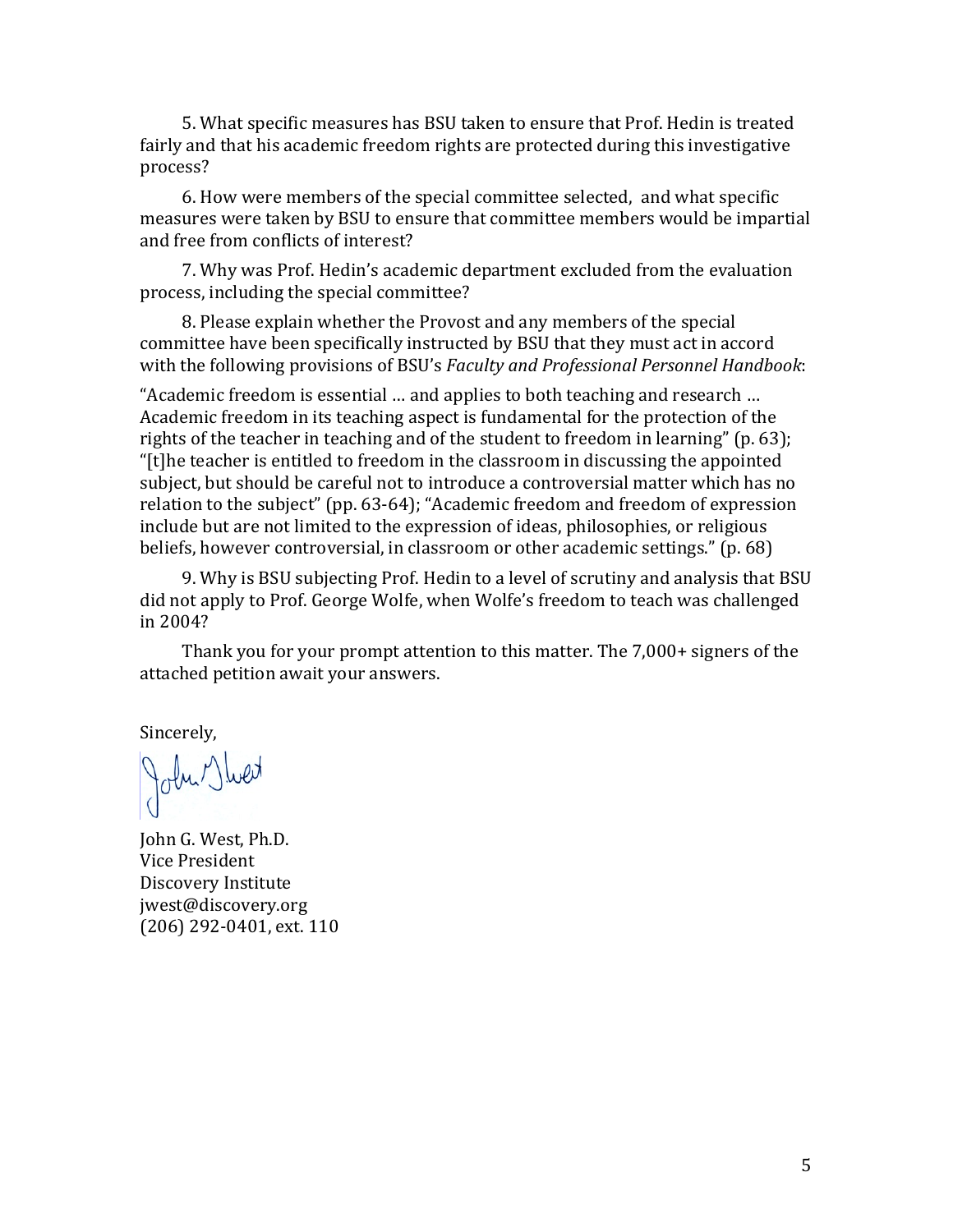5. What specific measures has BSU taken to ensure that Prof. Hedin is treated fairly and that his academic freedom rights are protected during this investigative process?

6. How were members of the special committee selected, and what specific measures were taken by BSU to ensure that committee members would be impartial and free from conflicts of interest?

7. Why was Prof. Hedin's academic department excluded from the evaluation process, including the special committee?

8. Please explain whether the Provost and any members of the special committee have been specifically instructed by BSU that they must act in accord with the following provisions of BSU's *Faculty and Professional Personnel Handbook*:

"Academic freedom is essential … and applies to both teaching and research … Academic freedom in its teaching aspect is fundamental for the protection of the rights of the teacher in teaching and of the student to freedom in learning" (p. 63); "[t]he teacher is entitled to freedom in the classroom in discussing the appointed subject, but should be careful not to introduce a controversial matter which has no relation to the subject" (pp. 63-64); "Academic freedom and freedom of expression include but are not limited to the expression of ideas, philosophies, or religious beliefs, however controversial, in classroom or other academic settings." (p. 68)

9. Why is BSU subjecting Prof. Hedin to a level of scrutiny and analysis that BSU did not apply to Prof. George Wolfe, when Wolfe's freedom to teach was challenged in 2004?

Thank you for your prompt attention to this matter. The 7,000+ signers of the attached petition await your answers.

Sincerely,

John G. West, Ph.D.
Vice President
Discovery Institute
jwest@discovery.org
(206) 292-0401, ext. 110